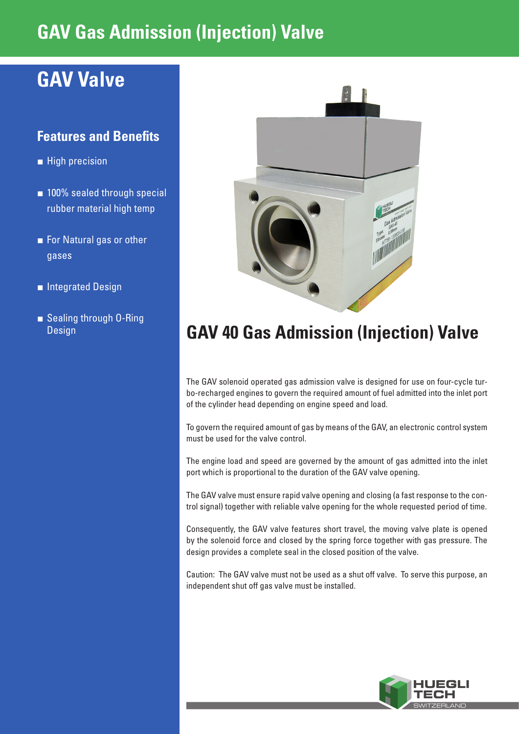# GAV Gas Admission (Injection) Valve

## GAV Valve

### Features and Benefits

- High precision
- 100% sealed through special rubber material high temp
- For Natural gas or other gases
- Integrated Design
- Sealing through O-Ring Design

## GAV 40 Gas Admission (Injection) Valve

The GAV solenoid operated gas admission valve is designed for use on four-cycle turbo-recharged engines to govern the required amount of fuel admitted into the inlet port of the cylinder head depending on engine speed and load.

To govern the required amount of gas by means of the GAV, an electronic control system must be used for the valve control.

The engine load and speed are governed by the amount of gas admitted into the inlet port which is proportional to the duration of the GAV valve opening.

The GAV valve must ensure rapid valve opening and closing (a fast response to the control signal) together with reliable valve opening for the whole requested period of time.

Consequently, the GAV valve features short travel, the moving valve plate is opened by the solenoid force and closed by the spring force together with gas pressure. The design provides a complete seal in the closed position of the valve.

Caution: The GAV valve must not be used as a shut off valve. To serve this purpose, an independent shut off gas valve must be installed.

HUEGLI TECH SWITZERLAND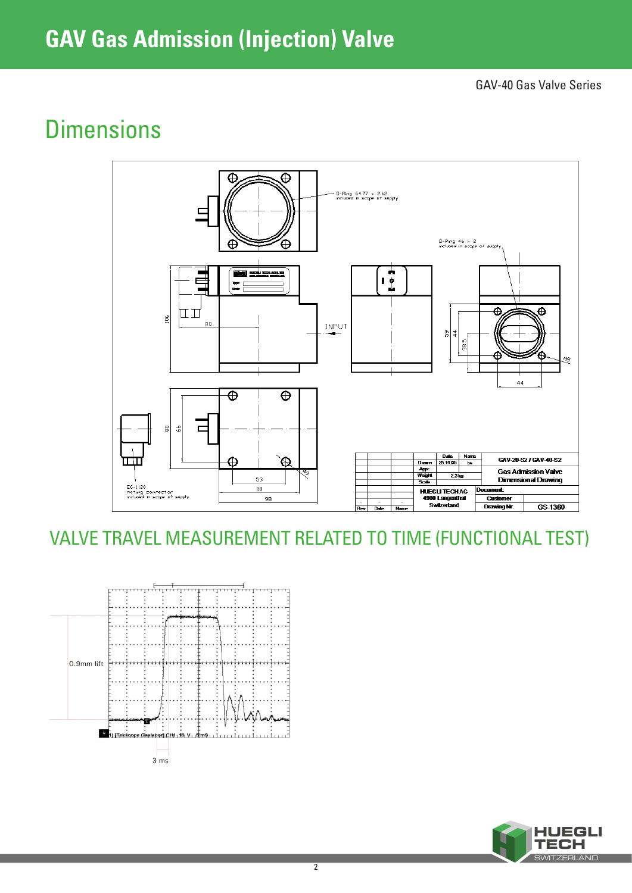# GAV Gas Admission (Injection) Valve

GAV-40 Gas Valve Series

## Dimensions

O-Ring 64.77 x 2.62 included in scope of supply

O-Ring 46 x 2 included in scope of supply

INPUT

EC-1120 mating connector included in scope of supply

| | | | | Date | Name | GAV-20-S2 / GAV-40-S2 | |
|---|---|---|---|---|---|---|---|
| | | | Drawn | 25.11.05 | bs | Gas Admission Valve Dimensional Drawing | |
| | | | Appr. | | | | |
| | | | Weight | 2.3 kg | | | |
| | | | Scale | | | | |
| | | | HUEGLI TECH AG 4900 Langenthal Switzerland | | | Document: | |
| - | - | - | | | | Customer | |
| Rev | Date | Name | | | | Drawing Nr. | GS-1360 |

## VALVE TRAVEL MEASUREMENT RELATED TO TIME (FUNCTIONAL TEST)

0.9mm lift

1) [Tekscope Gaslabor] CH1 10 V 5mS

3 ms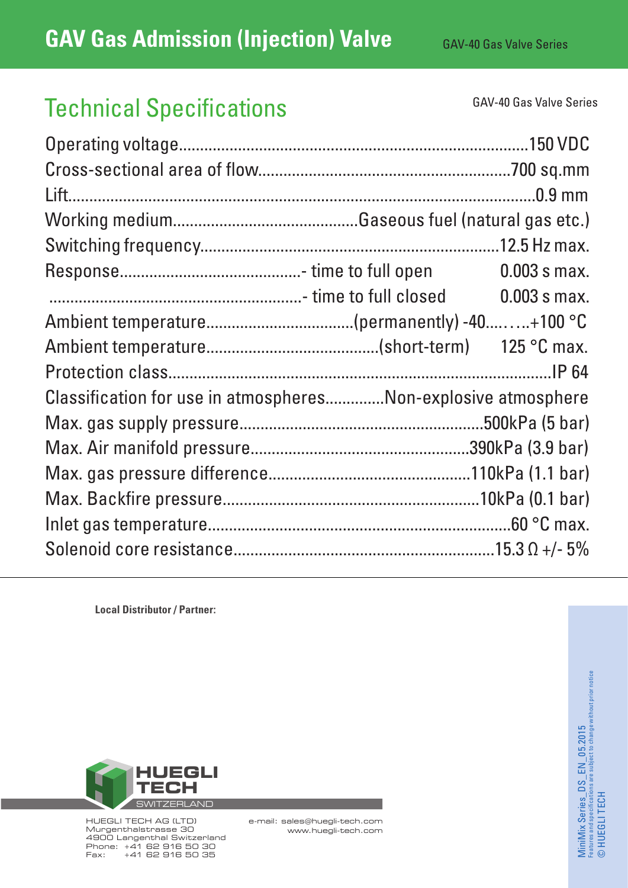# GAV Gas Admission (Injection) Valve

GAV-40 Gas Valve Series

## Technical Specifications

GAV-40 Gas Valve Series

| | | |
|---|---|---|
| Operating voltage | | 150 VDC |
| Cross-sectional area of flow | | 700 sq.mm |
| Lift | | 0.9 mm |
| Working medium | | Gaseous fuel (natural gas etc.) |
| Switching frequency | | 12.5 Hz max. |
| Response | - time to full open | 0.003 s max. |
| | - time to full closed | 0.003 s max. |
| Ambient temperature | (permanently) | -40.....+100 °C |
| Ambient temperature | (short-term) | 125 °C max. |
| Protection class | | IP 64 |
| Classification for use in atmospheres | | Non-explosive atmosphere |
| Max. gas supply pressure | | 500kPa (5 bar) |
| Max. Air manifold pressure | | 390kPa (3.9 bar) |
| Max. gas pressure difference | | 110kPa (1.1 bar) |
| Max. Backfire pressure | | 10kPa (0.1 bar) |
| Inlet gas temperature | | 60 °C max. |
| Solenoid core resistance | | 15.3 Ω +/- 5% |

**Local Distributor / Partner:**

HUEGLI TECH
SWITZERLAND

HUEGLI TECH AG (LTD)
Murgenthalstrasse 30
4900 Langenthal Switzerland
Phone: +41 62 916 50 30
Fax: +41 62 916 50 35

e-mail: sales@huegli-tech.com
www.huegli-tech.com

MiniMix Series_DS_EN_05.2015
Features and specifications are subject to change without prior notice
© HUEGLI TECH